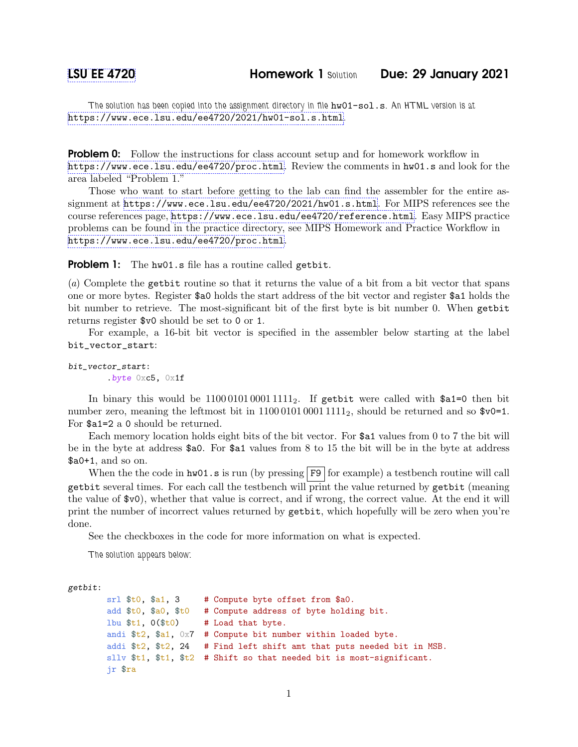LSU EE 4720 **Homework 1** Solution **Due: 29 January 2021**

The solution has been copied into the assignment directory in file `hw01-sol.s`. An HTML version is at https://www.ece.lsu.edu/ee4720/2021/hw01-sol.s.html.

**Problem 0:** Follow the instructions for class account setup and for homework workflow in https://www.ece.lsu.edu/ee4720/proc.html. Review the comments in `hw01.s` and look for the area labeled "Problem 1."

Those who want to start before getting to the lab can find the assembler for the entire assignment at https://www.ece.lsu.edu/ee4720/2021/hw01.s.html. For MIPS references see the course references page, https://www.ece.lsu.edu/ee4720/reference.html. Easy MIPS practice problems can be found in the practice directory, see MIPS Homework and Practice Workflow in https://www.ece.lsu.edu/ee4720/proc.html.

**Problem 1:** The `hw01.s` file has a routine called `getbit`.

(*a*) Complete the `getbit` routine so that it returns the value of a bit from a bit vector that spans one or more bytes. Register `$a0` holds the start address of the bit vector and register `$a1` holds the bit number to retrieve. The most-significant bit of the first byte is bit number 0. When `getbit` returns register `$v0` should be set to `0` or `1`.

For example, a 16-bit bit vector is specified in the assembler below starting at the label `bit_vector_start`:

```
bit_vector_start:
        .byte 0xc5, 0x1f
```

In binary this would be $1100\,0101\,0001\,1111_2$. If `getbit` were called with `$a1=0` then bit number zero, meaning the leftmost bit in $1100\,0101\,0001\,1111_2$, should be returned and so `$v0=1`. For `$a1=2` a `0` should be returned.

Each memory location holds eight bits of the bit vector. For `$a1` values from 0 to 7 the bit will be in the byte at address `$a0`. For `$a1` values from 8 to 15 the bit will be in the byte at address `$a0+1`, and so on.

When the the code in `hw01.s` is run (by pressing F9 for example) a testbench routine will call `getbit` several times. For each call the testbench will print the value returned by `getbit` (meaning the value of `$v0`), whether that value is correct, and if wrong, the correct value. At the end it will print the number of incorrect values returned by `getbit`, which hopefully will be zero when you're done.

See the checkboxes in the code for more information on what is expected.

The solution appears below:

```
getbit:
        srl $t0, $a1, 3      # Compute byte offset from $a0.
        add $t0, $a0, $t0    # Compute address of byte holding bit.
        lbu $t1, 0($t0)      # Load that byte.
        andi $t2, $a1, 0x7   # Compute bit number within loaded byte.
        addi $t2, $t2, 24    # Find left shift amt that puts needed bit in MSB.
        sllv $t1, $t1, $t2   # Shift so that needed bit is most-significant.
        jr $ra
```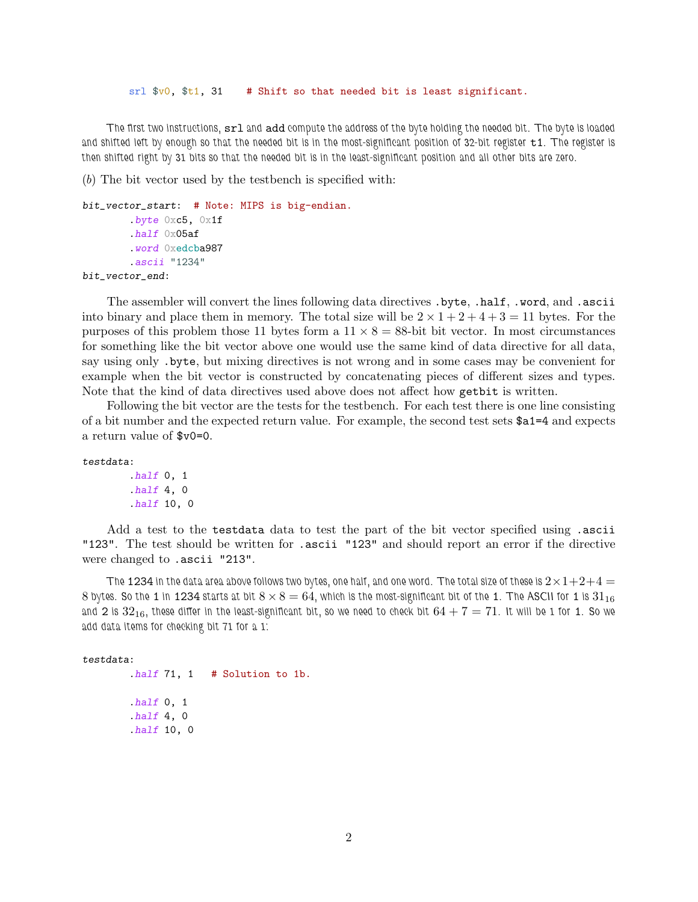```
        srl $v0, $t1, 31    # Shift so that needed bit is least significant.
```

The first two instructions, `srl` and `add` compute the address of the byte holding the needed bit. The byte is loaded and shifted left by enough so that the needed bit is in the most-significant position of 32-bit register `t1`. The register is then shifted right by 31 bits so that the needed bit is in the least-significant position and all other bits are zero.

(*b*) The bit vector used by the testbench is specified with:

```
bit_vector_start:  # Note: MIPS is big-endian.
        .byte 0xc5, 0x1f
        .half 0x05af
        .word 0xedcba987
        .ascii "1234"
bit_vector_end:
```

The assembler will convert the lines following data directives `.byte`, `.half`, `.word`, and `.ascii` into binary and place them in memory. The total size will be $2 \times 1 + 2 + 4 + 3 = 11$ bytes. For the purposes of this problem those 11 bytes form a $11 \times 8 = 88$-bit bit vector. In most circumstances for something like the bit vector above one would use the same kind of data directive for all data, say using only `.byte`, but mixing directives is not wrong and in some cases may be convenient for example when the bit vector is constructed by concatenating pieces of different sizes and types. Note that the kind of data directives used above does not affect how `getbit` is written.

Following the bit vector are the tests for the testbench. For each test there is one line consisting of a bit number and the expected return value. For example, the second test sets `$a1=4` and expects a return value of `$v0=0`.

```
testdata:
        .half 0, 1
        .half 4, 0
        .half 10, 0
```

Add a test to the `testdata` data to test the part of the bit vector specified using `.ascii "123"`. The test should be written for `.ascii "123"` and should report an error if the directive were changed to `.ascii "213"`.

The `1234` in the data area above follows two bytes, one half, and one word. The total size of these is $2 \times 1 + 2 + 4 = 8$ bytes. So the `1` in `1234` starts at bit $8 \times 8 = 64$, which is the most-significant bit of the `1`. The ASCII for `1` is $31_{16}$ and `2` is $32_{16}$, these differ in the least-significant bit, so we need to check bit $64 + 7 = 71$. It will be 1 for `1`. So we add data items for checking bit 71 for a 1:

```
testdata:
        .half 71, 1   # Solution to 1b.

        .half 0, 1
        .half 4, 0
        .half 10, 0
```